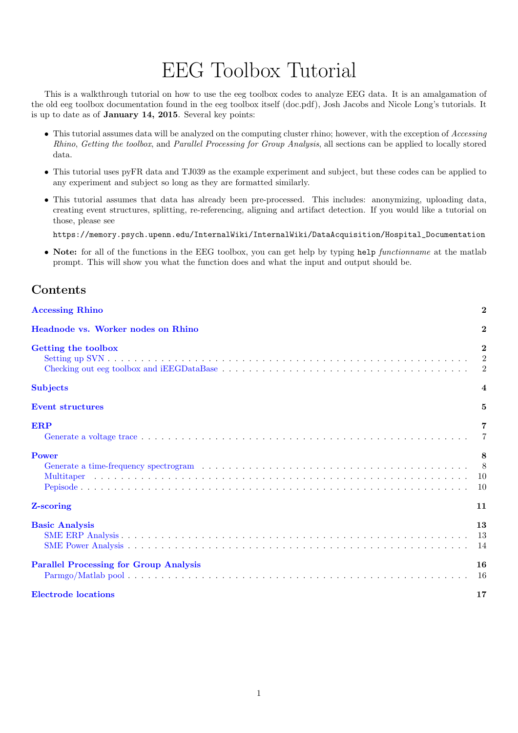# EEG Toolbox Tutorial

This is a walkthrough tutorial on how to use the eeg toolbox codes to analyze EEG data. It is an amalgamation of the old eeg toolbox documentation found in the eeg toolbox itself (doc.pdf), Josh Jacobs and Nicole Long's tutorials. It is up to date as of **January 14, 2015**. Several key points:

- This tutorial assumes data will be analyzed on the computing cluster rhino; however, with the exception of *Accessing Rhino*, *Getting the toolbox*, and *Parallel Processing for Group Analysis*, all sections can be applied to locally stored data.
- This tutorial uses pyFR data and TJ039 as the example experiment and subject, but these codes can be applied to any experiment and subject so long as they are formatted similarly.
- This tutorial assumes that data has already been pre-processed. This includes: anonymizing, uploading data, creating event structures, splitting, re-referencing, aligning and artifact detection. If you would like a tutorial on those, please see

  `https://memory.psych.upenn.edu/InternalWiki/InternalWiki/DataAcquisition/Hospital_Documentation`

- **Note:** for all of the functions in the EEG toolbox, you can get help by typing `help` *functionname* at the matlab prompt. This will show you what the function does and what the input and output should be.

## Contents

**Accessing Rhino** — 2

**Headnode vs. Worker nodes on Rhino** — 2

**Getting the toolbox** — 2
- Setting up SVN — 2
- Checking out eeg toolbox and iEEGDataBase — 2

**Subjects** — 4

**Event structures** — 5

**ERP** — 7
- Generate a voltage trace — 7

**Power** — 8
- Generate a time-frequency spectrogram — 8
- Multitaper — 10
- Pepisode — 10

**Z-scoring** — 11

**Basic Analysis** — 13
- SME ERP Analysis — 13
- SME Power Analysis — 14

**Parallel Processing for Group Analysis** — 16
- Parmgo/Matlab pool — 16

**Electrode locations** — 17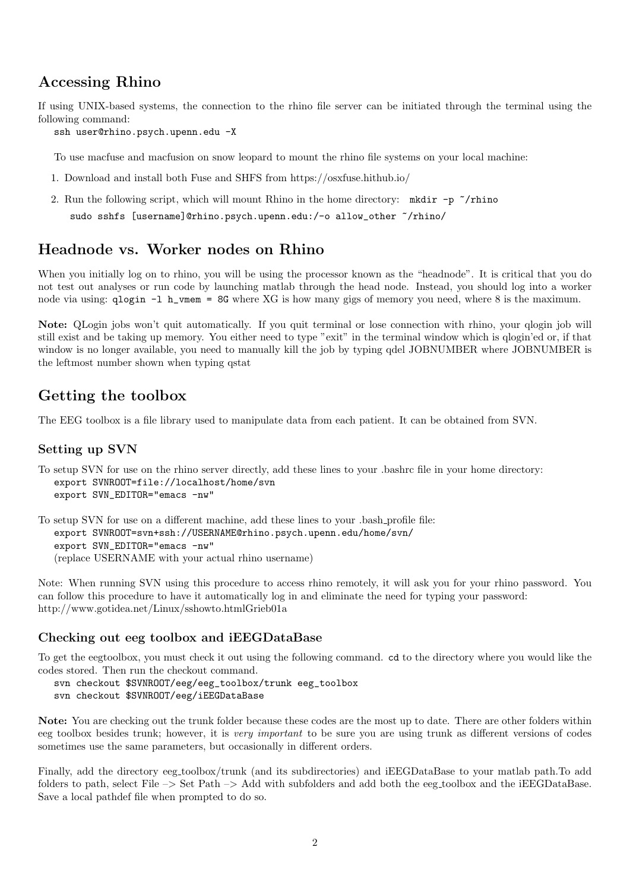## Accessing Rhino

If using UNIX-based systems, the connection to the rhino file server can be initiated through the terminal using the following command:

```
ssh user@rhino.psych.upenn.edu -X
```

To use macfuse and macfusion on snow leopard to mount the rhino file systems on your local machine:

1. Download and install both Fuse and SHFS from https://osxfuse.hithub.io/
2. Run the following script, which will mount Rhino in the home directory: `mkdir -p ~/rhino`

   ```
   sudo sshfs [username]@rhino.psych.upenn.edu:/-o allow_other ~/rhino/
   ```

## Headnode vs. Worker nodes on Rhino

When you initially log on to rhino, you will be using the processor known as the "headnode". It is critical that you do not test out analyses or run code by launching matlab through the head node. Instead, you should log into a worker node via using: `qlogin -l h_vmem = 8G` where XG is how many gigs of memory you need, where 8 is the maximum.

**Note:** QLogin jobs won't quit automatically. If you quit terminal or lose connection with rhino, your qlogin job will still exist and be taking up memory. You either need to type "exit" in the terminal window which is qlogin'ed or, if that window is no longer available, you need to manually kill the job by typing qdel JOBNUMBER where JOBNUMBER is the leftmost number shown when typing qstat

## Getting the toolbox

The EEG toolbox is a file library used to manipulate data from each patient. It can be obtained from SVN.

### Setting up SVN

To setup SVN for use on the rhino server directly, add these lines to your .bashrc file in your home directory:

```
export SVNROOT=file://localhost/home/svn
export SVN_EDITOR="emacs -nw"
```

To setup SVN for use on a different machine, add these lines to your .bash_profile file:

```
export SVNROOT=svn+ssh://USERNAME@rhino.psych.upenn.edu/home/svn/
export SVN_EDITOR="emacs -nw"
```

(replace USERNAME with your actual rhino username)

Note: When running SVN using this procedure to access rhino remotely, it will ask you for your rhino password. You can follow this procedure to have it automatically log in and eliminate the need for typing your password: http://www.gotidea.net/Linux/sshowto.htmlGrieb01a

### Checking out eeg toolbox and iEEGDataBase

To get the eegtoolbox, you must check it out using the following command. `cd` to the directory where you would like the codes stored. Then run the checkout command.

```
svn checkout $SVNROOT/eeg/eeg_toolbox/trunk eeg_toolbox
svn checkout $SVNROOT/eeg/iEEGDataBase
```

**Note:** You are checking out the trunk folder because these codes are the most up to date. There are other folders within eeg toolbox besides trunk; however, it is *very important* to be sure you are using trunk as different versions of codes sometimes use the same parameters, but occasionally in different orders.

Finally, add the directory eeg_toolbox/trunk (and its subdirectories) and iEEGDataBase to your matlab path.To add folders to path, select File –> Set Path –> Add with subfolders and add both the eeg_toolbox and the iEEGDataBase. Save a local pathdef file when prompted to do so.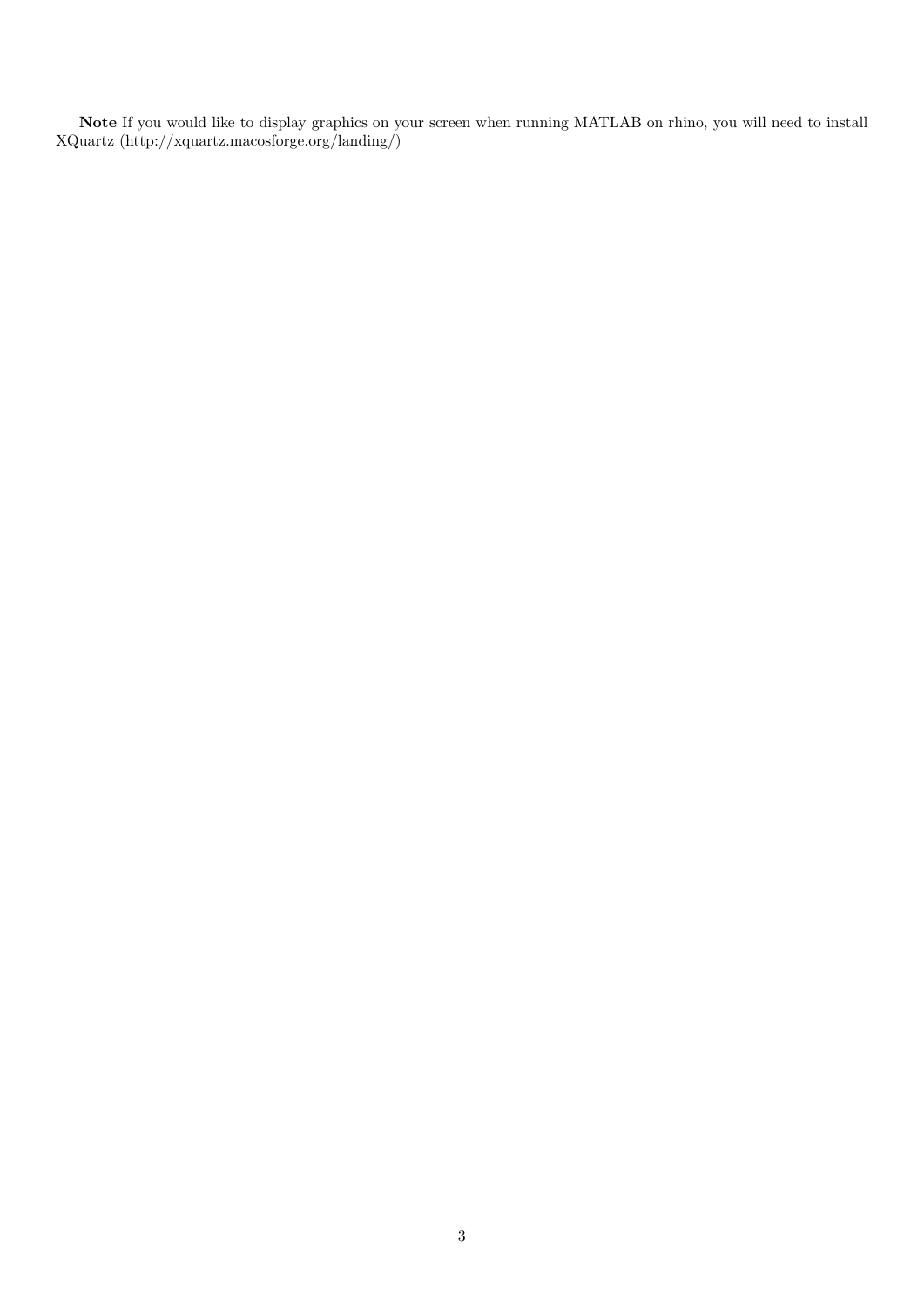**Note** If you would like to display graphics on your screen when running MATLAB on rhino, you will need to install XQuartz (http://xquartz.macosforge.org/landing/)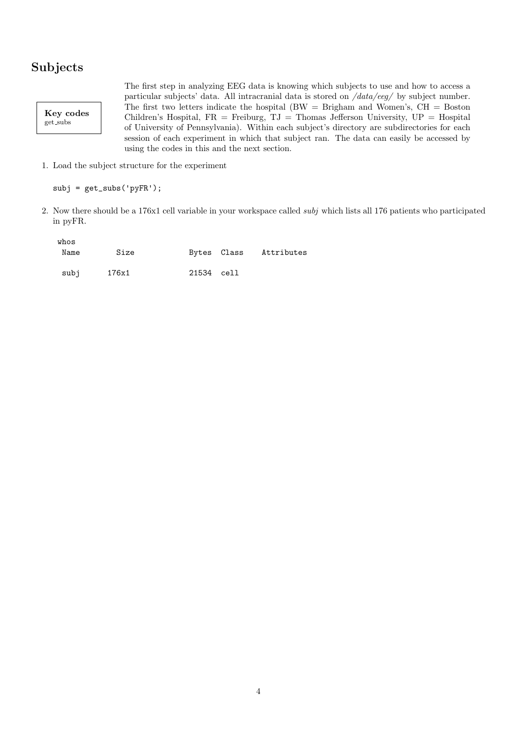## Subjects

**Key codes**
get_subs

The first step in analyzing EEG data is knowing which subjects to use and how to access a particular subjects' data. All intracranial data is stored on */data/eeg/* by subject number. The first two letters indicate the hospital (BW = Brigham and Women's, CH = Boston Children's Hospital, FR = Freiburg, TJ = Thomas Jefferson University, UP = Hospital of University of Pennsylvania). Within each subject's directory are subdirectories for each session of each experiment in which that subject ran. The data can easily be accessed by using the codes in this and the next section.

1. Load the subject structure for the experiment

```
subj = get_subs('pyFR');
```

2. Now there should be a 176x1 cell variable in your workspace called *subj* which lists all 176 patients who participated in pyFR.

```
whos
 Name       Size            Bytes  Class    Attributes

 subj      176x1            21534  cell
```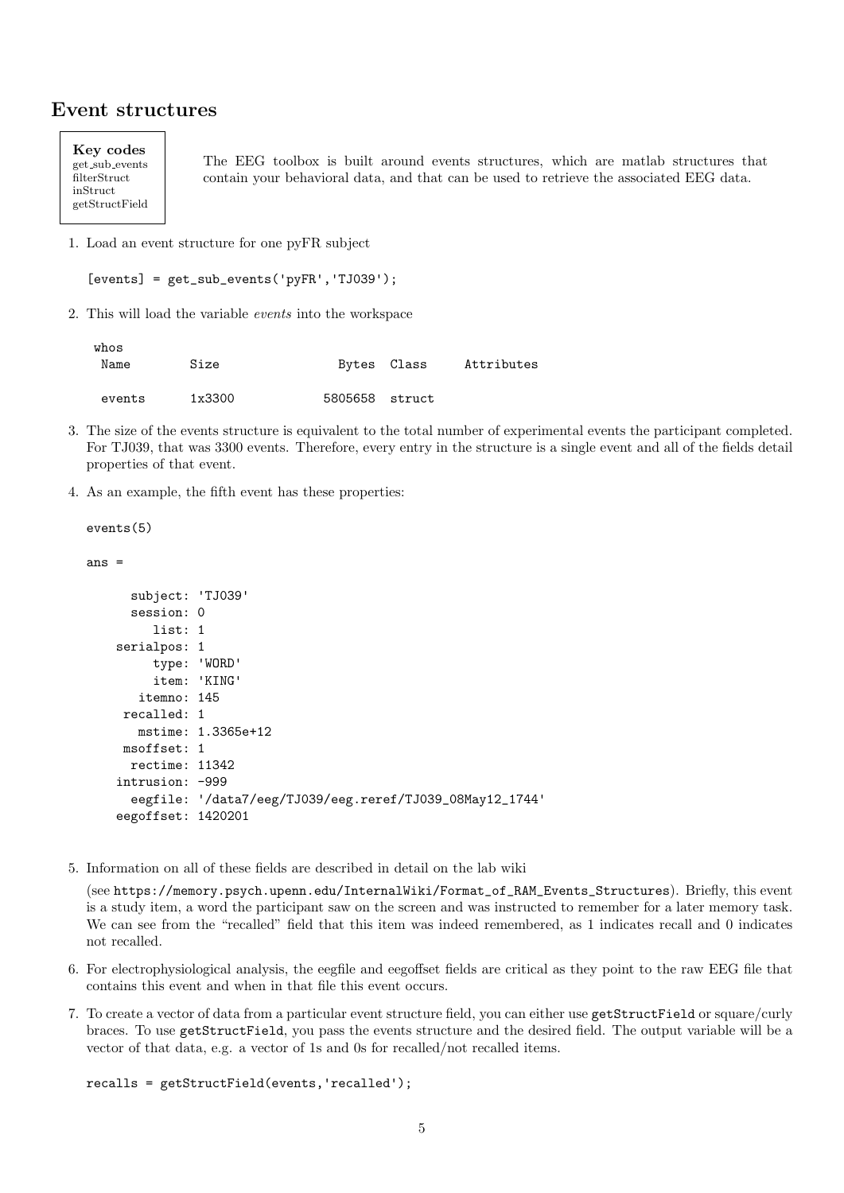## Event structures

**Key codes**
get_sub_events
filterStruct
inStruct
getStructField

The EEG toolbox is built around events structures, which are matlab structures that contain your behavioral data, and that can be used to retrieve the associated EEG data.

1. Load an event structure for one pyFR subject

```
[events] = get_sub_events('pyFR','TJ039');
```

2. This will load the variable *events* into the workspace

```
whos
  Name        Size                Bytes  Class      Attributes

  events      1x3300            5805658  struct
```

3. The size of the events structure is equivalent to the total number of experimental events the participant completed. For TJ039, that was 3300 events. Therefore, every entry in the structure is a single event and all of the fields detail properties of that event.

4. As an example, the fifth event has these properties:

```
events(5)

ans =

      subject: 'TJ039'
      session: 0
         list: 1
    serialpos: 1
         type: 'WORD'
         item: 'KING'
       itemno: 145
     recalled: 1
       mstime: 1.3365e+12
     msoffset: 1
      rectime: 11342
    intrusion: -999
      eegfile: '/data7/eeg/TJ039/eeg.reref/TJ039_08May12_1744'
    eegoffset: 1420201
```

5. Information on all of these fields are described in detail on the lab wiki

   (see https://memory.psych.upenn.edu/InternalWiki/Format_of_RAM_Events_Structures). Briefly, this event is a study item, a word the participant saw on the screen and was instructed to remember for a later memory task. We can see from the "recalled" field that this item was indeed remembered, as 1 indicates recall and 0 indicates not recalled.

6. For electrophysiological analysis, the eegfile and eegoffset fields are critical as they point to the raw EEG file that contains this event and when in that file this event occurs.

7. To create a vector of data from a particular event structure field, you can either use `getStructField` or square/curly braces. To use `getStructField`, you pass the events structure and the desired field. The output variable will be a vector of that data, e.g. a vector of 1s and 0s for recalled/not recalled items.

```
recalls = getStructField(events,'recalled');
```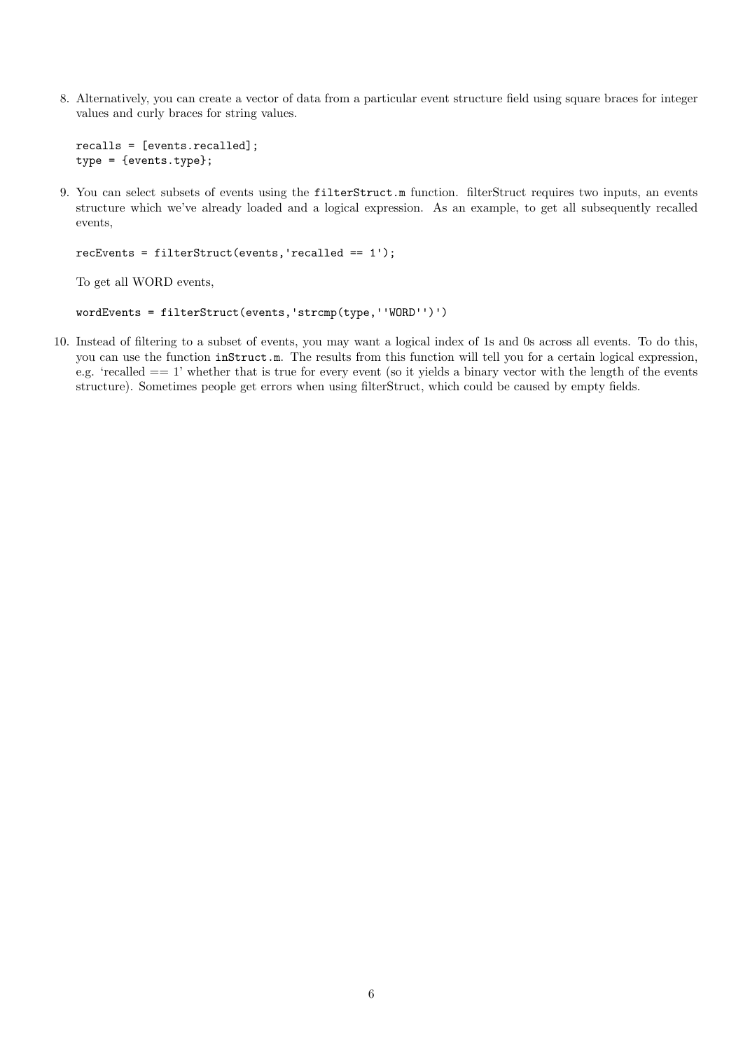8. Alternatively, you can create a vector of data from a particular event structure field using square braces for integer values and curly braces for string values.

   ```
   recalls = [events.recalled];
   type = {events.type};
   ```

9. You can select subsets of events using the `filterStruct.m` function. filterStruct requires two inputs, an events structure which we've already loaded and a logical expression. As an example, to get all subsequently recalled events,

   ```
   recEvents = filterStruct(events,'recalled == 1');
   ```

   To get all WORD events,

   ```
   wordEvents = filterStruct(events,'strcmp(type,''WORD'')')
   ```

10. Instead of filtering to a subset of events, you may want a logical index of 1s and 0s across all events. To do this, you can use the function `inStruct.m`. The results from this function will tell you for a certain logical expression, e.g. 'recalled == 1' whether that is true for every event (so it yields a binary vector with the length of the events structure). Sometimes people get errors when using filterStruct, which could be caused by empty fields.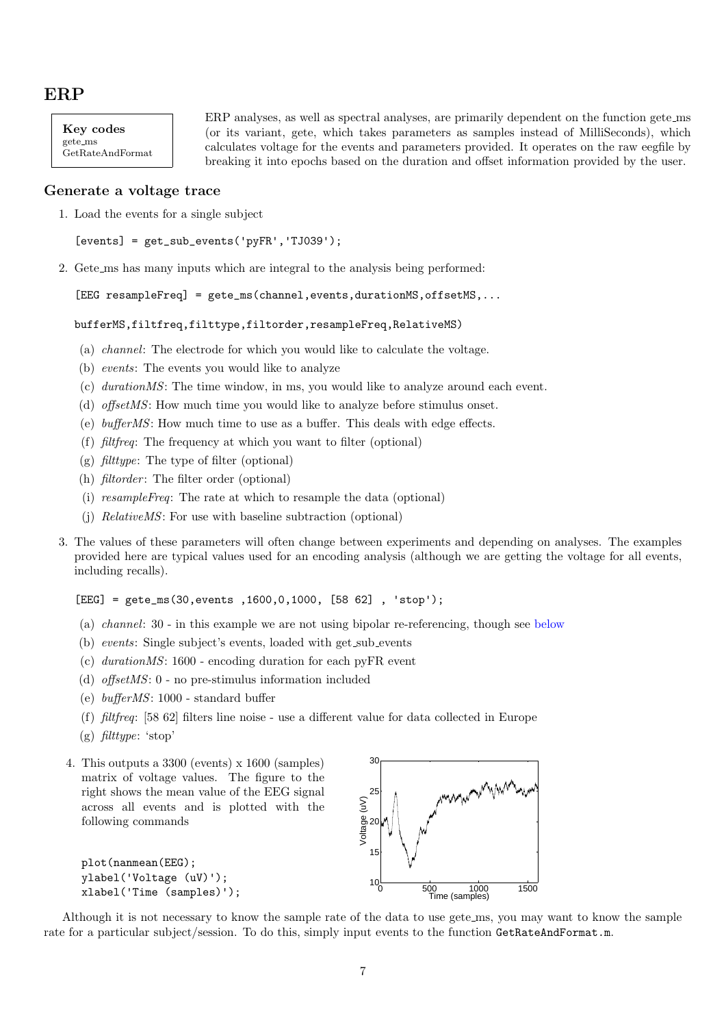# ERP

**Key codes**
gete_ms
GetRateAndFormat

ERP analyses, as well as spectral analyses, are primarily dependent on the function gete_ms (or its variant, gete, which takes parameters as samples instead of MilliSeconds), which calculates voltage for the events and parameters provided. It operates on the raw eegfile by breaking it into epochs based on the duration and offset information provided by the user.

## Generate a voltage trace

1. Load the events for a single subject

```
[events] = get_sub_events('pyFR','TJ039');
```

2. Gete_ms has many inputs which are integral to the analysis being performed:

```
[EEG resampleFreq] = gete_ms(channel,events,durationMS,offsetMS,...

bufferMS,filtfreq,filttype,filtorder,resampleFreq,RelativeMS)
```

   (a) *channel*: The electrode for which you would like to calculate the voltage.
   (b) *events*: The events you would like to analyze
   (c) *durationMS*: The time window, in ms, you would like to analyze around each event.
   (d) *offsetMS*: How much time you would like to analyze before stimulus onset.
   (e) *bufferMS*: How much time to use as a buffer. This deals with edge effects.
   (f) *filtfreq*: The frequency at which you want to filter (optional)
   (g) *filttype*: The type of filter (optional)
   (h) *filtorder*: The filter order (optional)
   (i) *resampleFreq*: The rate at which to resample the data (optional)
   (j) *RelativeMS*: For use with baseline subtraction (optional)

3. The values of these parameters will often change between experiments and depending on analyses. The examples provided here are typical values used for an encoding analysis (although we are getting the voltage for all events, including recalls).

```
[EEG] = gete_ms(30,events ,1600,0,1000, [58 62] , 'stop');
```

   (a) *channel*: 30 - in this example we are not using bipolar re-referencing, though see below
   (b) *events*: Single subject's events, loaded with get_sub_events
   (c) *durationMS*: 1600 - encoding duration for each pyFR event
   (d) *offsetMS*: 0 - no pre-stimulus information included
   (e) *bufferMS*: 1000 - standard buffer
   (f) *filtfreq*: [58 62] filters line noise - use a different value for data collected in Europe
   (g) *filttype*: 'stop'

4. This outputs a 3300 (events) x 1600 (samples) matrix of voltage values. The figure to the right shows the mean value of the EEG signal across all events and is plotted with the following commands

```
plot(nanmean(EEG);
ylabel('Voltage (uV)');
xlabel('Time (samples)');
```

Although it is not necessary to know the sample rate of the data to use gete_ms, you may want to know the sample rate for a particular subject/session. To do this, simply input events to the function `GetRateAndFormat.m`.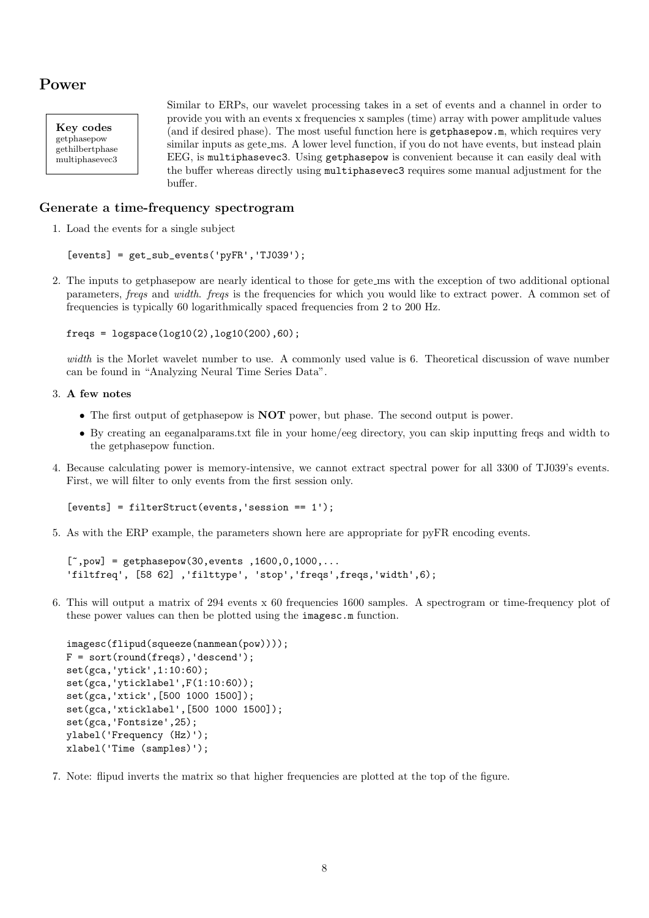## Power

**Key codes**
getphasepow
gethilbertphase
multiphasevec3

Similar to ERPs, our wavelet processing takes in a set of events and a channel in order to provide you with an events x frequencies x samples (time) array with power amplitude values (and if desired phase). The most useful function here is `getphasepow.m`, which requires very similar inputs as gete_ms. A lower level function, if you do not have events, but instead plain EEG, is `multiphasevec3`. Using `getphasepow` is convenient because it can easily deal with the buffer whereas directly using `multiphasevec3` requires some manual adjustment for the buffer.

### Generate a time-frequency spectrogram

1. Load the events for a single subject

```
[events] = get_sub_events('pyFR','TJ039');
```

2. The inputs to getphasepow are nearly identical to those for gete_ms with the exception of two additional optional parameters, *freqs* and *width*. *freqs* is the frequencies for which you would like to extract power. A common set of frequencies is typically 60 logarithmically spaced frequencies from 2 to 200 Hz.

```
freqs = logspace(log10(2),log10(200),60);
```

*width* is the Morlet wavelet number to use. A commonly used value is 6. Theoretical discussion of wave number can be found in "Analyzing Neural Time Series Data".

3. **A few notes**
   - The first output of getphasepow is **NOT** power, but phase. The second output is power.
   - By creating an eeganalparams.txt file in your home/eeg directory, you can skip inputting freqs and width to the getphasepow function.

4. Because calculating power is memory-intensive, we cannot extract spectral power for all 3300 of TJ039's events. First, we will filter to only events from the first session only.

```
[events] = filterStruct(events,'session == 1');
```

5. As with the ERP example, the parameters shown here are appropriate for pyFR encoding events.

```
[~,pow] = getphasepow(30,events ,1600,0,1000,...
'filtfreq', [58 62] ,'filttype', 'stop','freqs',freqs,'width',6);
```

6. This will output a matrix of 294 events x 60 frequencies 1600 samples. A spectrogram or time-frequency plot of these power values can then be plotted using the `imagesc.m` function.

```
imagesc(flipud(squeeze(nanmean(pow))));
F = sort(round(freqs),'descend');
set(gca,'ytick',1:10:60);
set(gca,'yticklabel',F(1:10:60));
set(gca,'xtick',[500 1000 1500]);
set(gca,'xticklabel',[500 1000 1500]);
set(gca,'Fontsize',25);
ylabel('Frequency (Hz)');
xlabel('Time (samples)');
```

7. Note: flipud inverts the matrix so that higher frequencies are plotted at the top of the figure.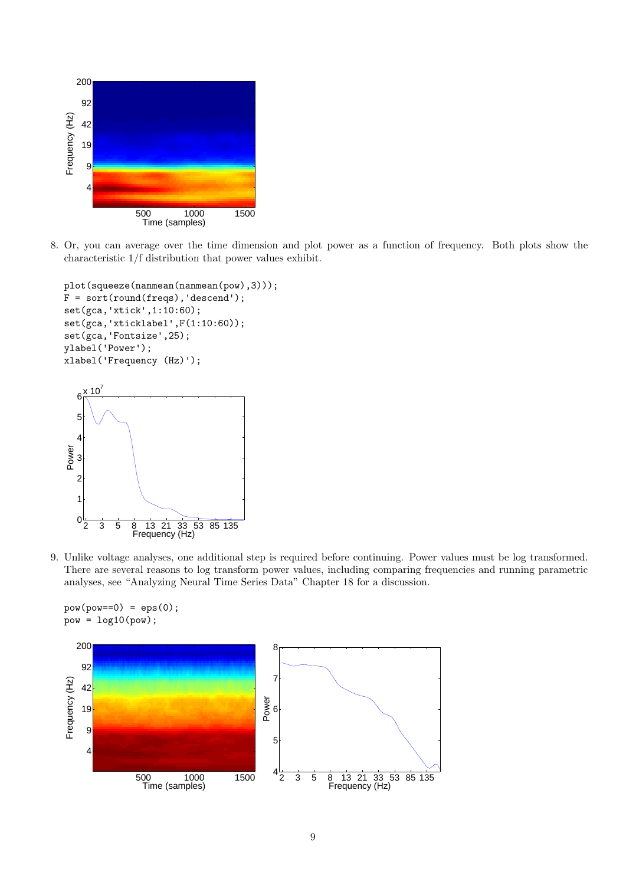8. Or, you can average over the time dimension and plot power as a function of frequency. Both plots show the characteristic 1/f distribution that power values exhibit.

```
plot(squeeze(nanmean(nanmean(pow),3)));
F = sort(round(freqs),'descend');
set(gca,'xtick',1:10:60);
set(gca,'xticklabel',F(1:10:60));
set(gca,'Fontsize',25);
ylabel('Power');
xlabel('Frequency (Hz)');
```

9. Unlike voltage analyses, one additional step is required before continuing. Power values must be log transformed. There are several reasons to log transform power values, including comparing frequencies and running parametric analyses, see “Analyzing Neural Time Series Data” Chapter 18 for a discussion.

```
pow(pow==0) = eps(0);
pow = log10(pow);
```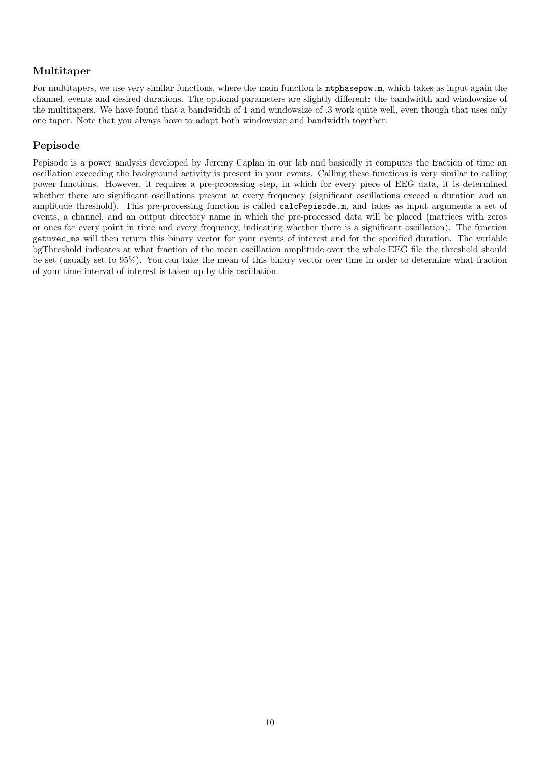## Multitaper

For multitapers, we use very similar functions, where the main function is `mtphasepow.m`, which takes as input again the channel, events and desired durations. The optional parameters are slightly different: the bandwidth and windowsize of the multitapers. We have found that a bandwidth of 1 and windowsize of .3 work quite well, even though that uses only one taper. Note that you always have to adapt both windowsize and bandwidth together.

## Pepisode

Pepisode is a power analysis developed by Jeremy Caplan in our lab and basically it computes the fraction of time an oscillation exceeding the background activity is present in your events. Calling these functions is very similar to calling power functions. However, it requires a pre-processing step, in which for every piece of EEG data, it is determined whether there are significant oscillations present at every frequency (significant oscillations exceed a duration and an amplitude threshold). This pre-processing function is called `calcPepisode.m`, and takes as input arguments a set of events, a channel, and an output directory name in which the pre-processed data will be placed (matrices with zeros or ones for every point in time and every frequency, indicating whether there is a significant oscillation). The function `getuvec_ms` will then return this binary vector for your events of interest and for the specified duration. The variable bgThreshold indicates at what fraction of the mean oscillation amplitude over the whole EEG file the threshold should be set (usually set to 95%). You can take the mean of this binary vector over time in order to determine what fraction of your time interval of interest is taken up by this oscillation.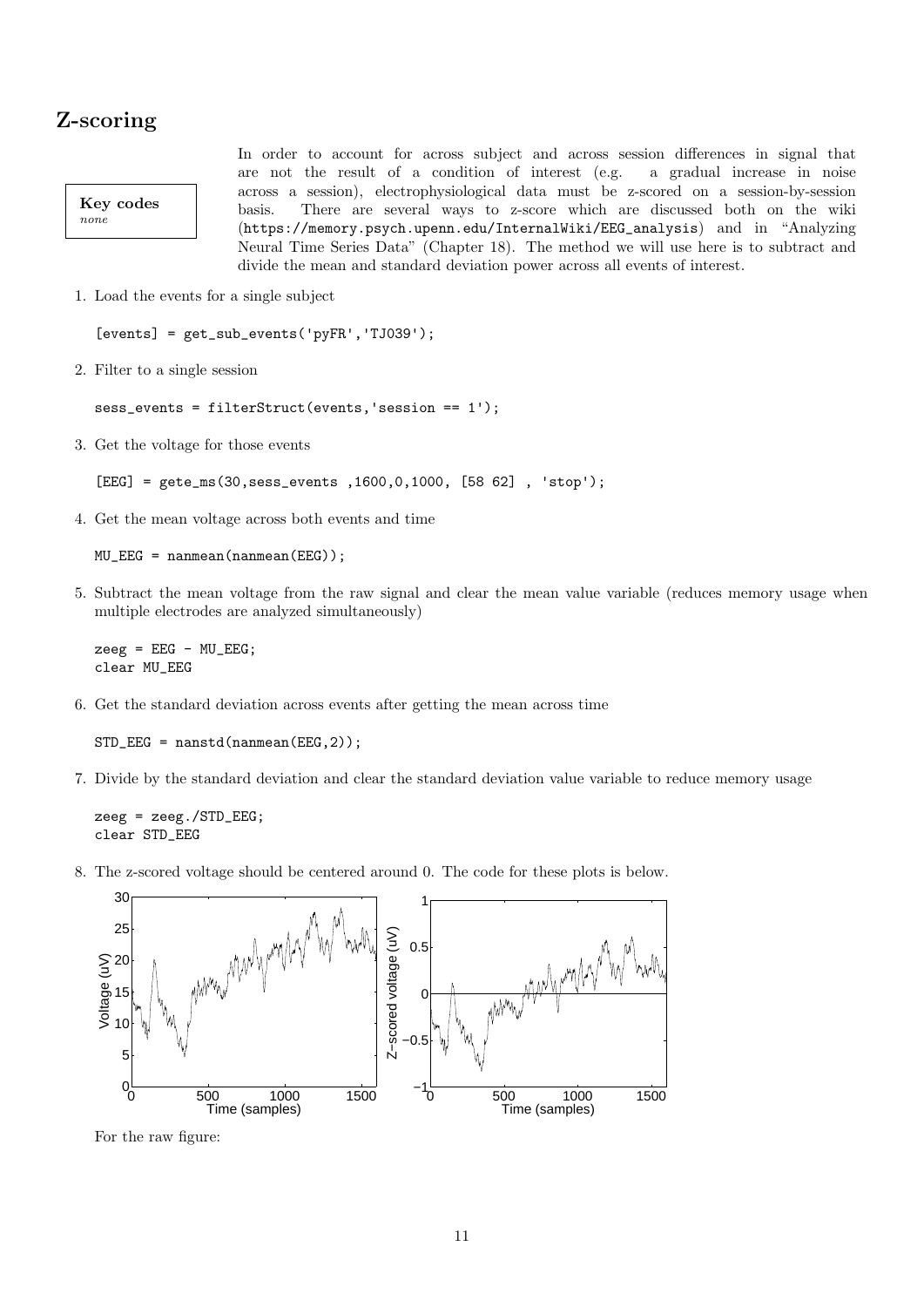## Z-scoring

**Key codes**
*none*

In order to account for across subject and across session differences in signal that are not the result of a condition of interest (e.g. a gradual increase in noise across a session), electrophysiological data must be z-scored on a session-by-session basis. There are several ways to z-score which are discussed both on the wiki (https://memory.psych.upenn.edu/InternalWiki/EEG_analysis) and in "Analyzing Neural Time Series Data" (Chapter 18). The method we will use here is to subtract and divide the mean and standard deviation power across all events of interest.

1. Load the events for a single subject

   ```
   [events] = get_sub_events('pyFR','TJ039');
   ```

2. Filter to a single session

   ```
   sess_events = filterStruct(events,'session == 1');
   ```

3. Get the voltage for those events

   ```
   [EEG] = gete_ms(30,sess_events ,1600,0,1000, [58 62] , 'stop');
   ```

4. Get the mean voltage across both events and time

   ```
   MU_EEG = nanmean(nanmean(EEG));
   ```

5. Subtract the mean voltage from the raw signal and clear the mean value variable (reduces memory usage when multiple electrodes are analyzed simultaneously)

   ```
   zeeg = EEG - MU_EEG;
   clear MU_EEG
   ```

6. Get the standard deviation across events after getting the mean across time

   ```
   STD_EEG = nanstd(nanmean(EEG,2));
   ```

7. Divide by the standard deviation and clear the standard deviation value variable to reduce memory usage

   ```
   zeeg = zeeg./STD_EEG;
   clear STD_EEG
   ```

8. The z-scored voltage should be centered around 0. The code for these plots is below.

   For the raw figure: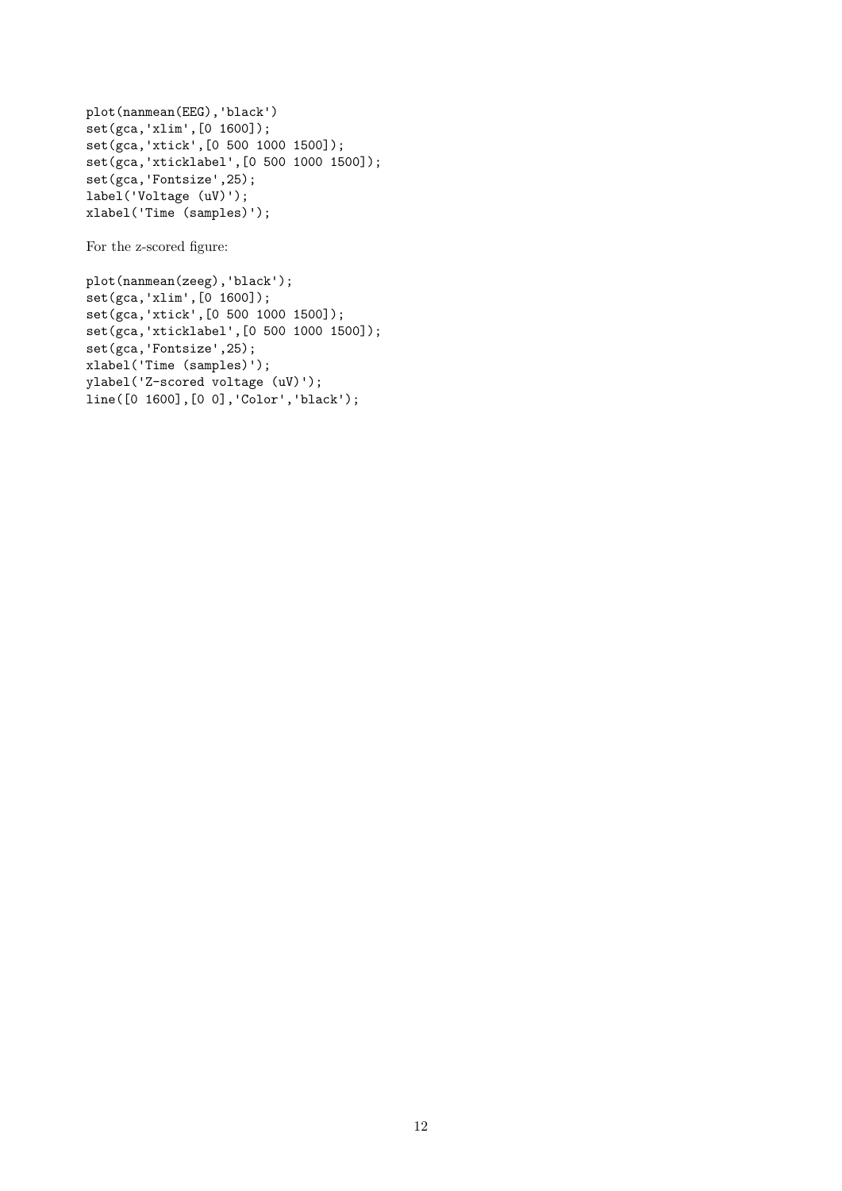```
plot(nanmean(EEG),'black')
set(gca,'xlim',[0 1600]);
set(gca,'xtick',[0 500 1000 1500]);
set(gca,'xticklabel',[0 500 1000 1500]);
set(gca,'Fontsize',25);
label('Voltage (uV)');
xlabel('Time (samples)');
```

For the z-scored figure:

```
plot(nanmean(zeeg),'black');
set(gca,'xlim',[0 1600]);
set(gca,'xtick',[0 500 1000 1500]);
set(gca,'xticklabel',[0 500 1000 1500]);
set(gca,'Fontsize',25);
xlabel('Time (samples)');
ylabel('Z-scored voltage (uV)');
line([0 1600],[0 0],'Color','black');
```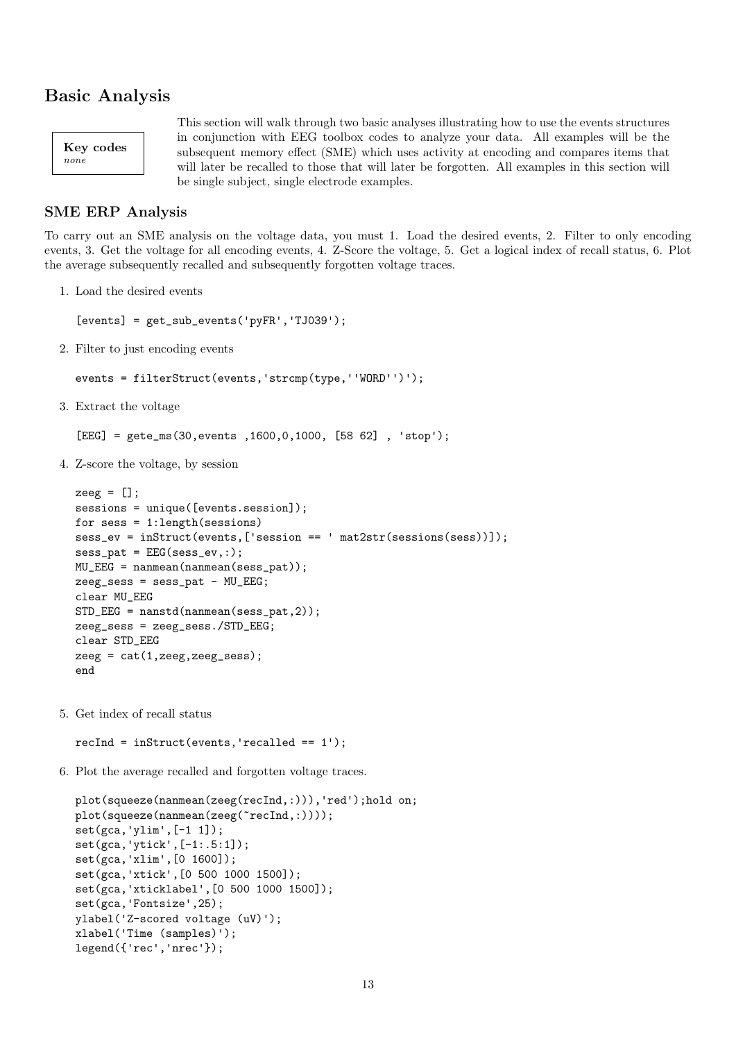## Basic Analysis

**Key codes**
*none*

This section will walk through two basic analyses illustrating how to use the events structures in conjunction with EEG toolbox codes to analyze your data. All examples will be the subsequent memory effect (SME) which uses activity at encoding and compares items that will later be recalled to those that will later be forgotten. All examples in this section will be single subject, single electrode examples.

### SME ERP Analysis

To carry out an SME analysis on the voltage data, you must 1. Load the desired events, 2. Filter to only encoding events, 3. Get the voltage for all encoding events, 4. Z-Score the voltage, 5. Get a logical index of recall status, 6. Plot the average subsequently recalled and subsequently forgotten voltage traces.

1. Load the desired events

```
[events] = get_sub_events('pyFR','TJ039');
```

2. Filter to just encoding events

```
events = filterStruct(events,'strcmp(type,''WORD'')');
```

3. Extract the voltage

```
[EEG] = gete_ms(30,events ,1600,0,1000, [58 62] , 'stop');
```

4. Z-score the voltage, by session

```
zeeg = [];
sessions = unique([events.session]);
for sess = 1:length(sessions)
sess_ev = inStruct(events,['session == ' mat2str(sessions(sess))]);
sess_pat = EEG(sess_ev,:);
MU_EEG = nanmean(nanmean(sess_pat));
zeeg_sess = sess_pat - MU_EEG;
clear MU_EEG
STD_EEG = nanstd(nanmean(sess_pat,2));
zeeg_sess = zeeg_sess./STD_EEG;
clear STD_EEG
zeeg = cat(1,zeeg,zeeg_sess);
end
```

5. Get index of recall status

```
recInd = inStruct(events,'recalled == 1');
```

6. Plot the average recalled and forgotten voltage traces.

```
plot(squeeze(nanmean(zeeg(recInd,:))),'red');hold on;
plot(squeeze(nanmean(zeeg(~recInd,:))));
set(gca,'ylim',[-1 1]);
set(gca,'ytick',[-1:.5:1]);
set(gca,'xlim',[0 1600]);
set(gca,'xtick',[0 500 1000 1500]);
set(gca,'xticklabel',[0 500 1000 1500]);
set(gca,'Fontsize',25);
ylabel('Z-scored voltage (uV)');
xlabel('Time (samples)');
legend({'rec','nrec'});
```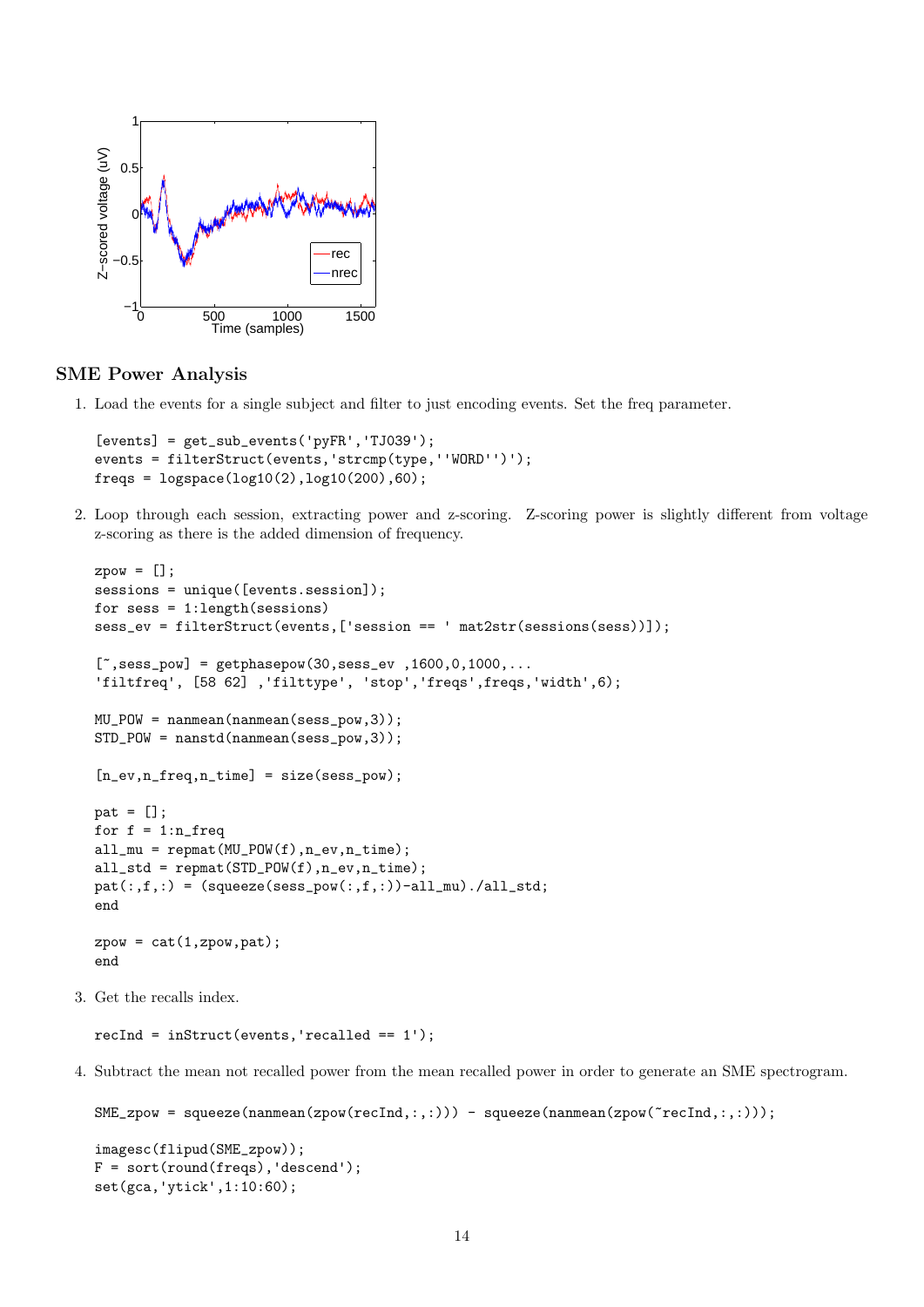## SME Power Analysis

1. Load the events for a single subject and filter to just encoding events. Set the freq parameter.

```
[events] = get_sub_events('pyFR','TJ039');
events = filterStruct(events,'strcmp(type,''WORD'')');
freqs = logspace(log10(2),log10(200),60);
```

2. Loop through each session, extracting power and z-scoring. Z-scoring power is slightly different from voltage z-scoring as there is the added dimension of frequency.

```
zpow = [];
sessions = unique([events.session]);
for sess = 1:length(sessions)
sess_ev = filterStruct(events,['session == ' mat2str(sessions(sess))]);

[~,sess_pow] = getphasepow(30,sess_ev ,1600,0,1000,...
'filtfreq', [58 62] ,'filttype', 'stop','freqs',freqs,'width',6);

MU_POW = nanmean(nanmean(sess_pow,3));
STD_POW = nanstd(nanmean(sess_pow,3));

[n_ev,n_freq,n_time] = size(sess_pow);

pat = [];
for f = 1:n_freq
all_mu = repmat(MU_POW(f),n_ev,n_time);
all_std = repmat(STD_POW(f),n_ev,n_time);
pat(:,f,:) = (squeeze(sess_pow(:,f,:))-all_mu)./all_std;
end

zpow = cat(1,zpow,pat);
end
```

3. Get the recalls index.

```
recInd = inStruct(events,'recalled == 1');
```

4. Subtract the mean not recalled power from the mean recalled power in order to generate an SME spectrogram.

```
SME_zpow = squeeze(nanmean(zpow(recInd,:,:))) - squeeze(nanmean(zpow(~recInd,:,:)));

imagesc(flipud(SME_zpow));
F = sort(round(freqs),'descend');
set(gca,'ytick',1:10:60);
```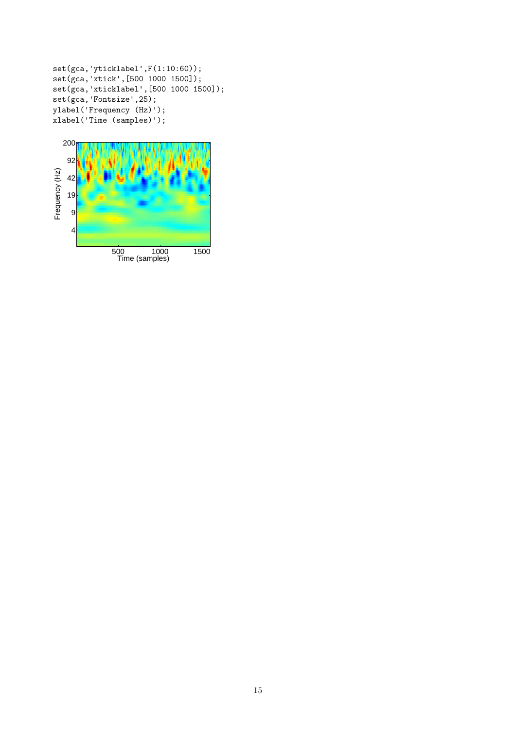```
set(gca,'yticklabel',F(1:10:60));
set(gca,'xtick',[500 1000 1500]);
set(gca,'xticklabel',[500 1000 1500]);
set(gca,'Fontsize',25);
ylabel('Frequency (Hz)');
xlabel('Time (samples)');
```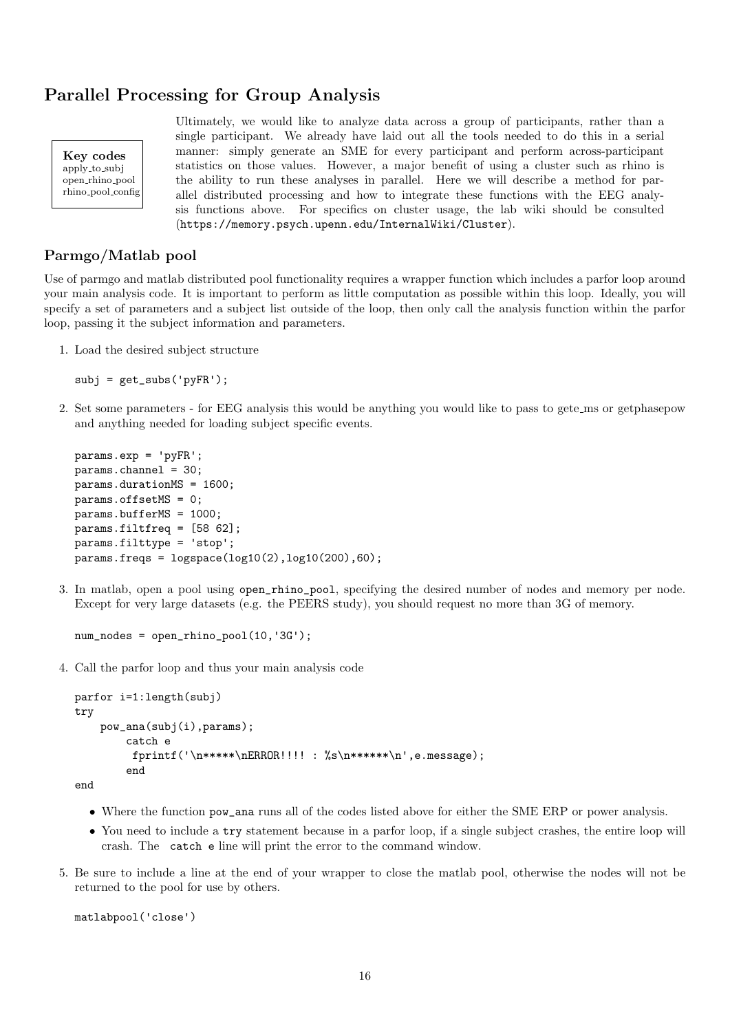## Parallel Processing for Group Analysis

**Key codes**
apply_to_subj
open_rhino_pool
rhino_pool_config

Ultimately, we would like to analyze data across a group of participants, rather than a single participant. We already have laid out all the tools needed to do this in a serial manner: simply generate an SME for every participant and perform across-participant statistics on those values. However, a major benefit of using a cluster such as rhino is the ability to run these analyses in parallel. Here we will describe a method for parallel distributed processing and how to integrate these functions with the EEG analysis functions above. For specifics on cluster usage, the lab wiki should be consulted (`https://memory.psych.upenn.edu/InternalWiki/Cluster`).

### Parmgo/Matlab pool

Use of parmgo and matlab distributed pool functionality requires a wrapper function which includes a parfor loop around your main analysis code. It is important to perform as little computation as possible within this loop. Ideally, you will specify a set of parameters and a subject list outside of the loop, then only call the analysis function within the parfor loop, passing it the subject information and parameters.

1. Load the desired subject structure

```
subj = get_subs('pyFR');
```

2. Set some parameters - for EEG analysis this would be anything you would like to pass to gete_ms or getphasepow and anything needed for loading subject specific events.

```
params.exp = 'pyFR';
params.channel = 30;
params.durationMS = 1600;
params.offsetMS = 0;
params.bufferMS = 1000;
params.filtfreq = [58 62];
params.filttype = 'stop';
params.freqs = logspace(log10(2),log10(200),60);
```

3. In matlab, open a pool using `open_rhino_pool`, specifying the desired number of nodes and memory per node. Except for very large datasets (e.g. the PEERS study), you should request no more than 3G of memory.

```
num_nodes = open_rhino_pool(10,'3G');
```

4. Call the parfor loop and thus your main analysis code

```
parfor i=1:length(subj)
try
    pow_ana(subj(i),params);
        catch e
         fprintf('\n*****\nERROR!!!! : %s\n******\n',e.message);
        end
end
```

   - Where the function `pow_ana` runs all of the codes listed above for either the SME ERP or power analysis.
   - You need to include a `try` statement because in a parfor loop, if a single subject crashes, the entire loop will crash. The `catch e` line will print the error to the command window.

5. Be sure to include a line at the end of your wrapper to close the matlab pool, otherwise the nodes will not be returned to the pool for use by others.

```
matlabpool('close')
```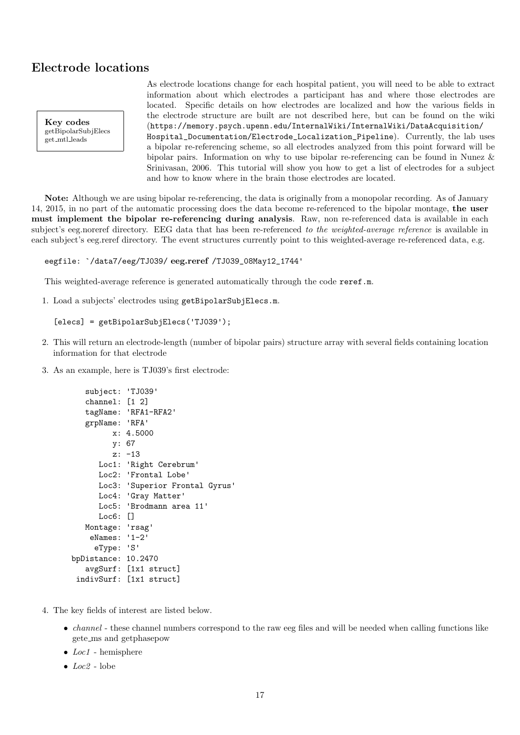## Electrode locations

**Key codes**
getBipolarSubjElecs
get_mtl_leads

As electrode locations change for each hospital patient, you will need to be able to extract information about which electrodes a participant has and where those electrodes are located. Specific details on how electrodes are localized and how the various fields in the electrode structure are built are not described here, but can be found on the wiki (`https://memory.psych.upenn.edu/InternalWiki/InternalWiki/DataAcquisition/Hospital_Documentation/Electrode_Localization_Pipeline`). Currently, the lab uses a bipolar re-referencing scheme, so all electrodes analyzed from this point forward will be bipolar pairs. Information on why to use bipolar re-referencing can be found in Nunez & Srinivasan, 2006. This tutorial will show you how to get a list of electrodes for a subject and how to know where in the brain those electrodes are located.

**Note:** Although we are using bipolar re-referencing, the data is originally from a monopolar recording. As of January 14, 2015, in no part of the automatic processing does the data become re-referenced to the bipolar montage, **the user must implement the bipolar re-referencing during analysis**. Raw, non re-referenced data is available in each subject's eeg.noreref directory. EEG data that has been re-referenced *to the weighted-average reference* is available in each subject's eeg.reref directory. The event structures currently point to this weighted-average re-referenced data, e.g.

```
eegfile: '/data7/eeg/TJ039/ eeg.reref /TJ039_08May12_1744'
```

This weighted-average reference is generated automatically through the code `reref.m`.

1. Load a subjects' electrodes using `getBipolarSubjElecs.m`.

   ```
   [elecs] = getBipolarSubjElecs('TJ039');
   ```

2. This will return an electrode-length (number of bipolar pairs) structure array with several fields containing location information for that electrode

3. As an example, here is TJ039's first electrode:

   ```
       subject: 'TJ039'
       channel: [1 2]
       tagName: 'RFA1-RFA2'
       grpName: 'RFA'
             x: 4.5000
             y: 67
             z: -13
          Loc1: 'Right Cerebrum'
          Loc2: 'Frontal Lobe'
          Loc3: 'Superior Frontal Gyrus'
          Loc4: 'Gray Matter'
          Loc5: 'Brodmann area 11'
          Loc6: []
       Montage: 'rsag'
        eNames: '1-2'
         eType: 'S'
    bpDistance: 10.2470
       avgSurf: [1x1 struct]
     indivSurf: [1x1 struct]
   ```

4. The key fields of interest are listed below.

   - *channel* - these channel numbers correspond to the raw eeg files and will be needed when calling functions like gete_ms and getphasepow
   - *Loc1* - hemisphere
   - *Loc2* - lobe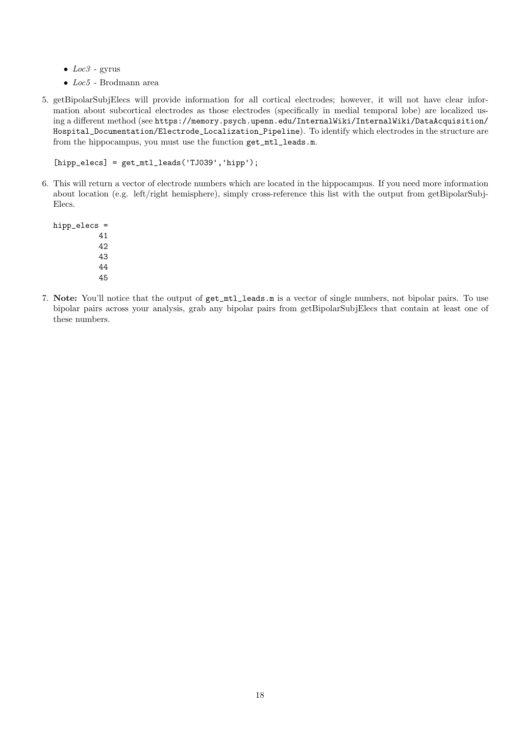- *Loc3* - gyrus
- *Loc5* - Brodmann area

5. getBipolarSubjElecs will provide information for all cortical electrodes; however, it will not have clear information about subcortical electrodes as those electrodes (specifically in medial temporal lobe) are localized using a different method (see `https://memory.psych.upenn.edu/InternalWiki/InternalWiki/DataAcquisition/Hospital_Documentation/Electrode_Localization_Pipeline`). To identify which electrodes in the structure are from the hippocampus, you must use the function `get_mtl_leads.m`.

```
[hipp_elecs] = get_mtl_leads('TJ039','hipp');
```

6. This will return a vector of electrode numbers which are located in the hippocampus. If you need more information about location (e.g. left/right hemisphere), simply cross-reference this list with the output from getBipolarSubjElecs.

```
hipp_elecs =
          41
          42
          43
          44
          45
```

7. **Note:** You'll notice that the output of `get_mtl_leads.m` is a vector of single numbers, not bipolar pairs. To use bipolar pairs across your analysis, grab any bipolar pairs from getBipolarSubjElecs that contain at least one of these numbers.